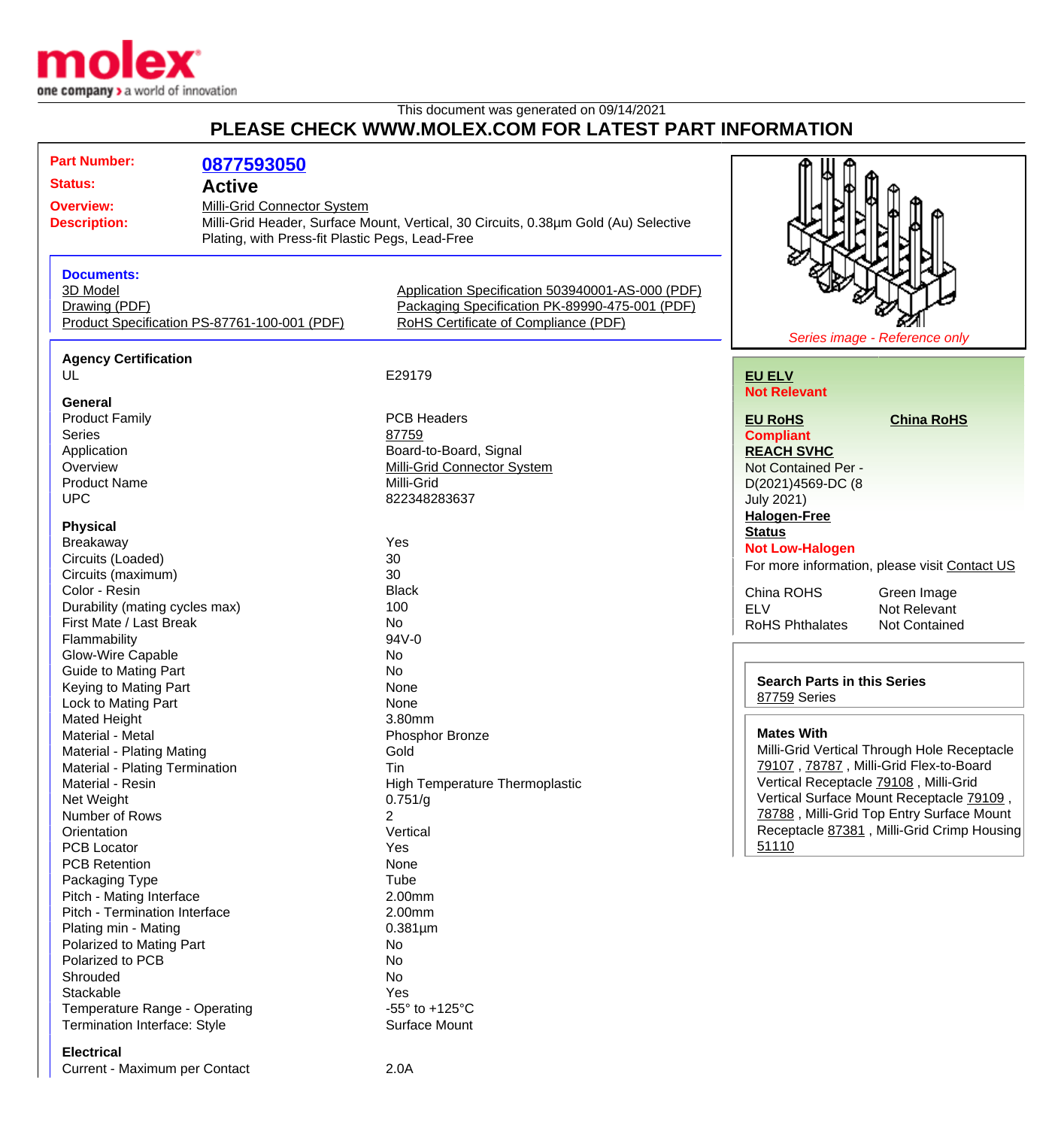This document was generated on 09/14/2021

# PLEASE CHECK WWW.MOLEX.COM FOR LATEST PART INFORMATION

**Part Number:** 0877593050

**Status:** Active

**Overview:** Milli-Grid Connector System

**Description:** Milli-Grid Header, Surface Mount, Vertical, 30 Circuits, 0.38µm Gold (Au) Selective Plating, with Press-fit Plastic Pegs, Lead-Free

**Documents:**

- 3D Model
- Drawing (PDF)
- Product Specification PS-87761-100-001 (PDF)
- Application Specification 503940001-AS-000 (PDF)
- Packaging Specification PK-89990-475-001 (PDF)
- RoHS Certificate of Compliance (PDF)

*Series image - Reference only*

### Agency Certification

| | |
|---|---|
| UL | E29179 |

### General

| | |
|---|---|
| Product Family | PCB Headers |
| Series | 87759 |
| Application | Board-to-Board, Signal |
| Overview | Milli-Grid Connector System |
| Product Name | Milli-Grid |
| UPC | 822348283637 |

### Physical

| | |
|---|---|
| Breakaway | Yes |
| Circuits (Loaded) | 30 |
| Circuits (maximum) | 30 |
| Color - Resin | Black |
| Durability (mating cycles max) | 100 |
| First Mate / Last Break | No |
| Flammability | 94V-0 |
| Glow-Wire Capable | No |
| Guide to Mating Part | No |
| Keying to Mating Part | None |
| Lock to Mating Part | None |
| Mated Height | 3.80mm |
| Material - Metal | Phosphor Bronze |
| Material - Plating Mating | Gold |
| Material - Plating Termination | Tin |
| Material - Resin | High Temperature Thermoplastic |
| Net Weight | 0.751/g |
| Number of Rows | 2 |
| Orientation | Vertical |
| PCB Locator | Yes |
| PCB Retention | None |
| Packaging Type | Tube |
| Pitch - Mating Interface | 2.00mm |
| Pitch - Termination Interface | 2.00mm |
| Plating min - Mating | 0.381µm |
| Polarized to Mating Part | No |
| Polarized to PCB | No |
| Shrouded | No |
| Stackable | Yes |
| Temperature Range - Operating | -55° to +125°C |
| Termination Interface: Style | Surface Mount |

### Electrical

| | |
|---|---|
| Current - Maximum per Contact | 2.0A |

**EU ELV**
Not Relevant

**EU RoHS**
Compliant

**China RoHS**

**REACH SVHC**
Not Contained Per - D(2021)4569-DC (8 July 2021)

**Halogen-Free Status**
Not Low-Halogen

For more information, please visit Contact US

| | |
|---|---|
| China ROHS | Green Image |
| ELV | Not Relevant |
| RoHS Phthalates | Not Contained |

**Search Parts in this Series**
87759 Series

**Mates With**
Milli-Grid Vertical Through Hole Receptacle 79107 , 78787 , Milli-Grid Flex-to-Board Vertical Receptacle 79108 , Milli-Grid Vertical Surface Mount Receptacle 79109 , 78788 , Milli-Grid Top Entry Surface Mount Receptacle 87381 , Milli-Grid Crimp Housing 51110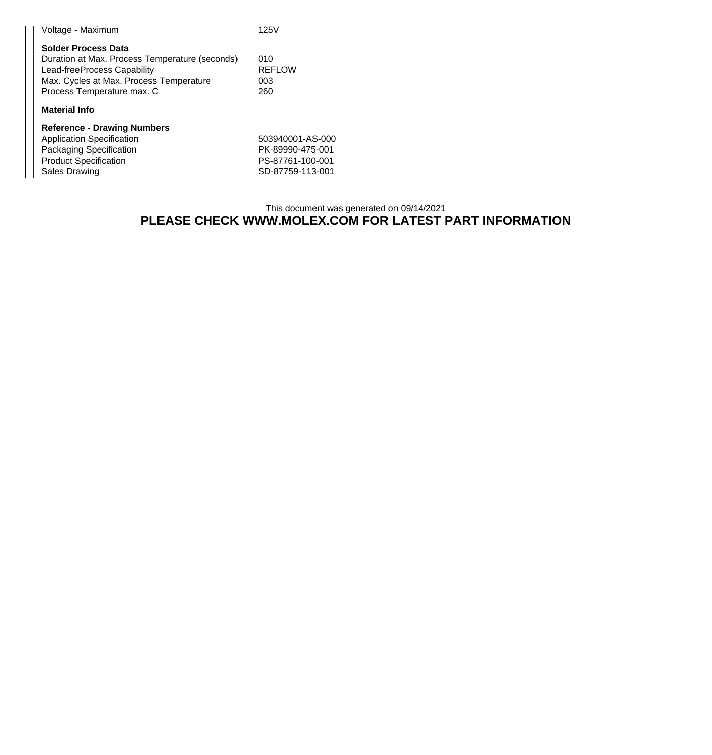| | |
|---|---|
| Voltage - Maximum | 125V |

**Solder Process Data**

| | |
|---|---|
| Duration at Max. Process Temperature (seconds) | 010 |
| Lead-freeProcess Capability | REFLOW |
| Max. Cycles at Max. Process Temperature | 003 |
| Process Temperature max. C | 260 |

**Material Info**

**Reference - Drawing Numbers**

| | |
|---|---|
| Application Specification | 503940001-AS-000 |
| Packaging Specification | PK-89990-475-001 |
| Product Specification | PS-87761-100-001 |
| Sales Drawing | SD-87759-113-001 |

This document was generated on 09/14/2021

**PLEASE CHECK WWW.MOLEX.COM FOR LATEST PART INFORMATION**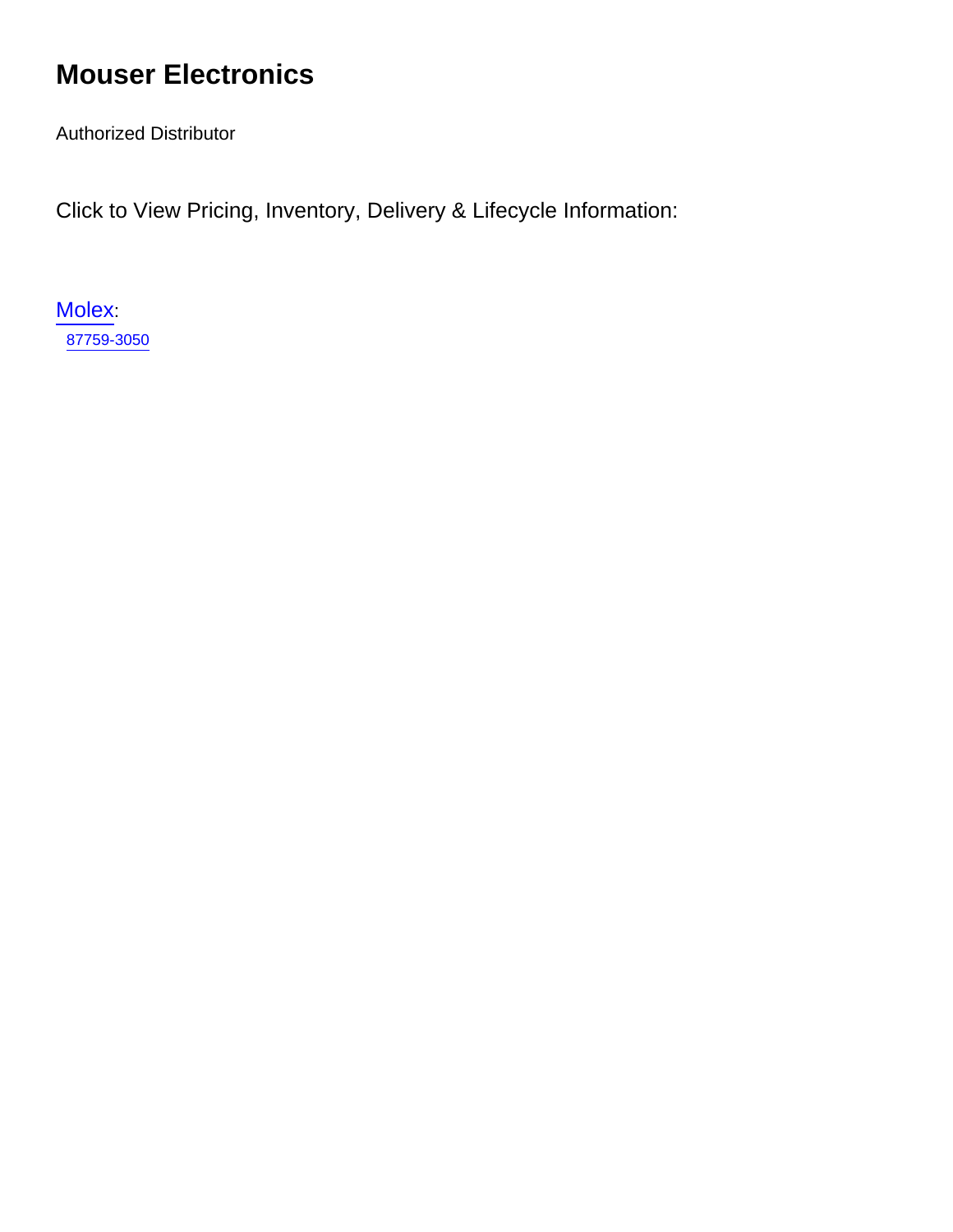# Mouser Electronics

Authorized Distributor

Click to View Pricing, Inventory, Delivery & Lifecycle Information:

Molex:

87759-3050